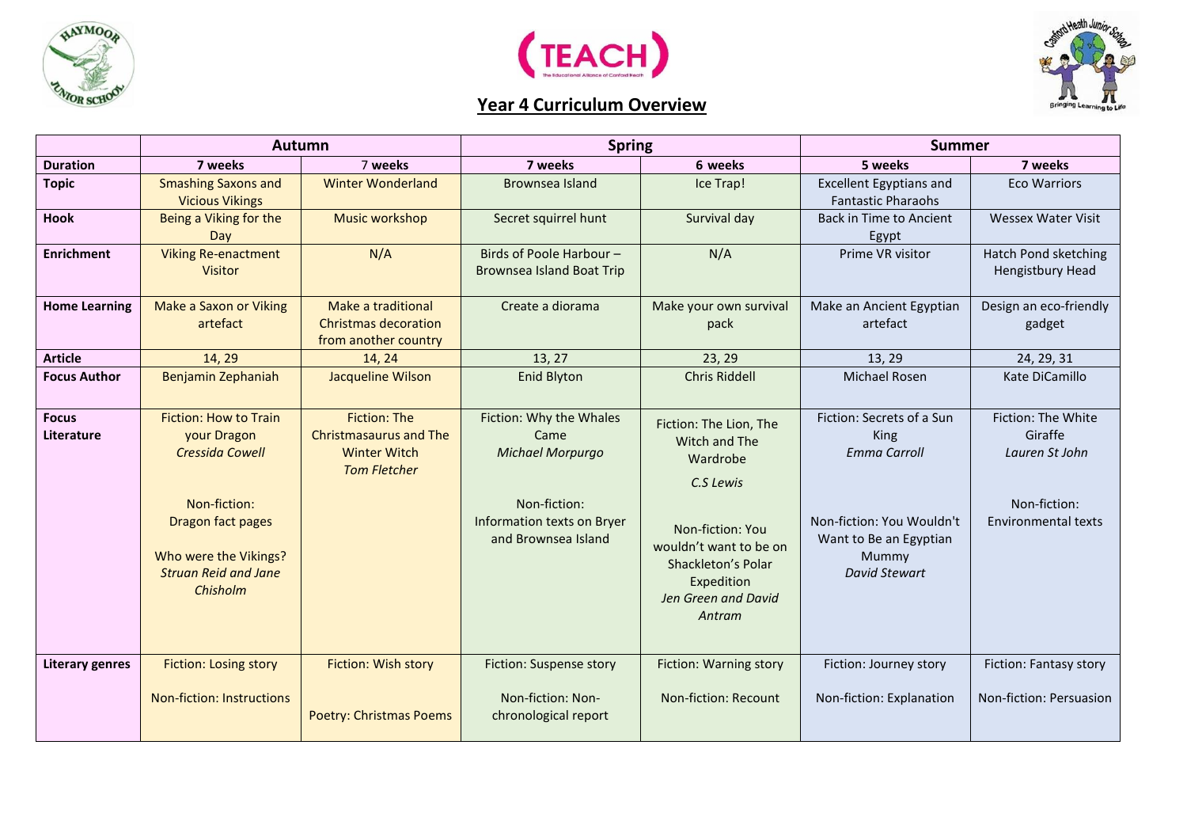## Year 4 Curriculum Overview

| | Autumn | | Spring | | Summer | |
|---|---|---|---|---|---|---|
| **Duration** | **7 weeks** | **7 weeks** | **7 weeks** | **6 weeks** | **5 weeks** | **7 weeks** |
| **Topic** | Smashing Saxons and Vicious Vikings | Winter Wonderland | Brownsea Island | Ice Trap! | Excellent Egyptians and Fantastic Pharaohs | Eco Warriors |
| **Hook** | Being a Viking for the Day | Music workshop | Secret squirrel hunt | Survival day | Back in Time to Ancient Egypt | Wessex Water Visit |
| **Enrichment** | Viking Re-enactment Visitor | N/A | Birds of Poole Harbour – Brownsea Island Boat Trip | N/A | Prime VR visitor | Hatch Pond sketching Hengistbury Head |
| **Home Learning** | Make a Saxon or Viking artefact | Make a traditional Christmas decoration from another country | Create a diorama | Make your own survival pack | Make an Ancient Egyptian artefact | Design an eco-friendly gadget |
| **Article** | 14, 29 | 14, 24 | 13, 27 | 23, 29 | 13, 29 | 24, 29, 31 |
| **Focus Author** | Benjamin Zephaniah | Jacqueline Wilson | Enid Blyton | Chris Riddell | Michael Rosen | Kate DiCamillo |
| **Focus Literature** | Fiction: How to Train your Dragon *Cressida Cowell*<br><br>Non-fiction: Dragon fact pages<br><br>Who were the Vikings? *Struan Reid and Jane Chisholm* | Fiction: The Christmasaurus and The Winter Witch *Tom Fletcher* | Fiction: Why the Whales Came *Michael Morpurgo*<br><br>Non-fiction: Information texts on Bryer and Brownsea Island | Fiction: The Lion, The Witch and The Wardrobe *C.S Lewis*<br><br>Non-fiction: You wouldn't want to be on Shackleton's Polar Expedition *Jen Green and David Antram* | Fiction: Secrets of a Sun King *Emma Carroll*<br><br>Non-fiction: You Wouldn't Want to Be an Egyptian Mummy *David Stewart* | Fiction: The White Giraffe *Lauren St John*<br><br>Non-fiction: Environmental texts |
| **Literary genres** | Fiction: Losing story<br><br>Non-fiction: Instructions | Fiction: Wish story<br><br>Poetry: Christmas Poems | Fiction: Suspense story<br><br>Non-fiction: Non-chronological report | Fiction: Warning story<br><br>Non-fiction: Recount | Fiction: Journey story<br><br>Non-fiction: Explanation | Fiction: Fantasy story<br><br>Non-fiction: Persuasion |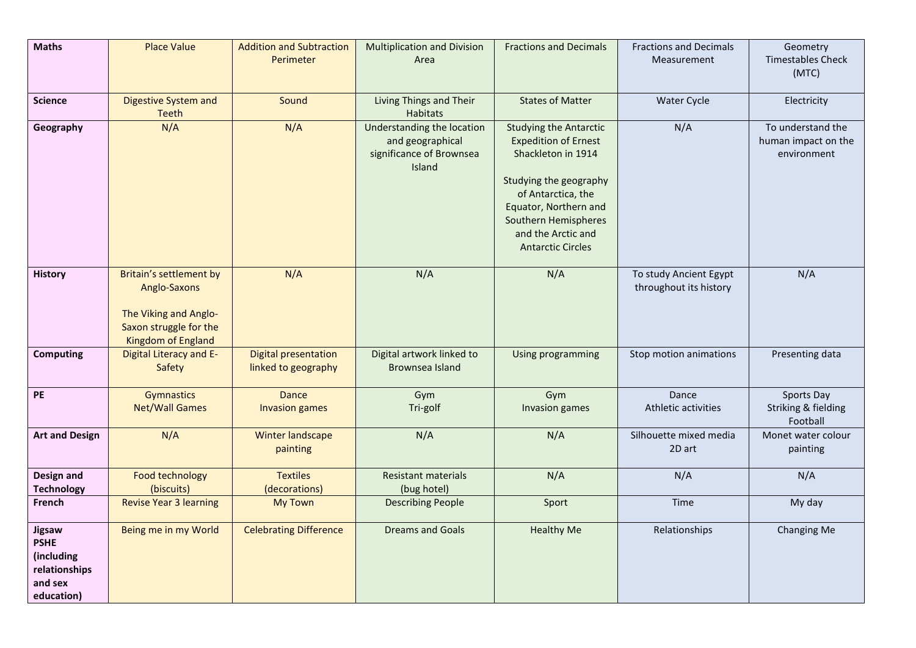| Maths | Place Value | Addition and Subtraction<br>Perimeter | Multiplication and Division<br>Area | Fractions and Decimals | Fractions and Decimals<br>Measurement | Geometry<br>Timestables Check (MTC) |
|---|---|---|---|---|---|---|
| **Science** | Digestive System and Teeth | Sound | Living Things and Their Habitats | States of Matter | Water Cycle | Electricity |
| **Geography** | N/A | N/A | Understanding the location and geographical significance of Brownsea Island | Studying the Antarctic Expedition of Ernest Shackleton in 1914<br><br>Studying the geography of Antarctica, the Equator, Northern and Southern Hemispheres and the Arctic and Antarctic Circles | N/A | To understand the human impact on the environment |
| **History** | Britain's settlement by Anglo-Saxons<br><br>The Viking and Anglo-Saxon struggle for the Kingdom of England | N/A | N/A | N/A | To study Ancient Egypt throughout its history | N/A |
| **Computing** | Digital Literacy and E-Safety | Digital presentation linked to geography | Digital artwork linked to Brownsea Island | Using programming | Stop motion animations | Presenting data |
| **PE** | Gymnastics<br>Net/Wall Games | Dance<br>Invasion games | Gym<br>Tri-golf | Gym<br>Invasion games | Dance<br>Athletic activities | Sports Day<br>Striking & fielding<br>Football |
| **Art and Design** | N/A | Winter landscape painting | N/A | N/A | Silhouette mixed media 2D art | Monet water colour painting |
| **Design and Technology** | Food technology (biscuits) | Textiles (decorations) | Resistant materials (bug hotel) | N/A | N/A | N/A |
| **French** | Revise Year 3 learning | My Town | Describing People | Sport | Time | My day |
| **Jigsaw PSHE (including relationships and sex education)** | Being me in my World | Celebrating Difference | Dreams and Goals | Healthy Me | Relationships | Changing Me |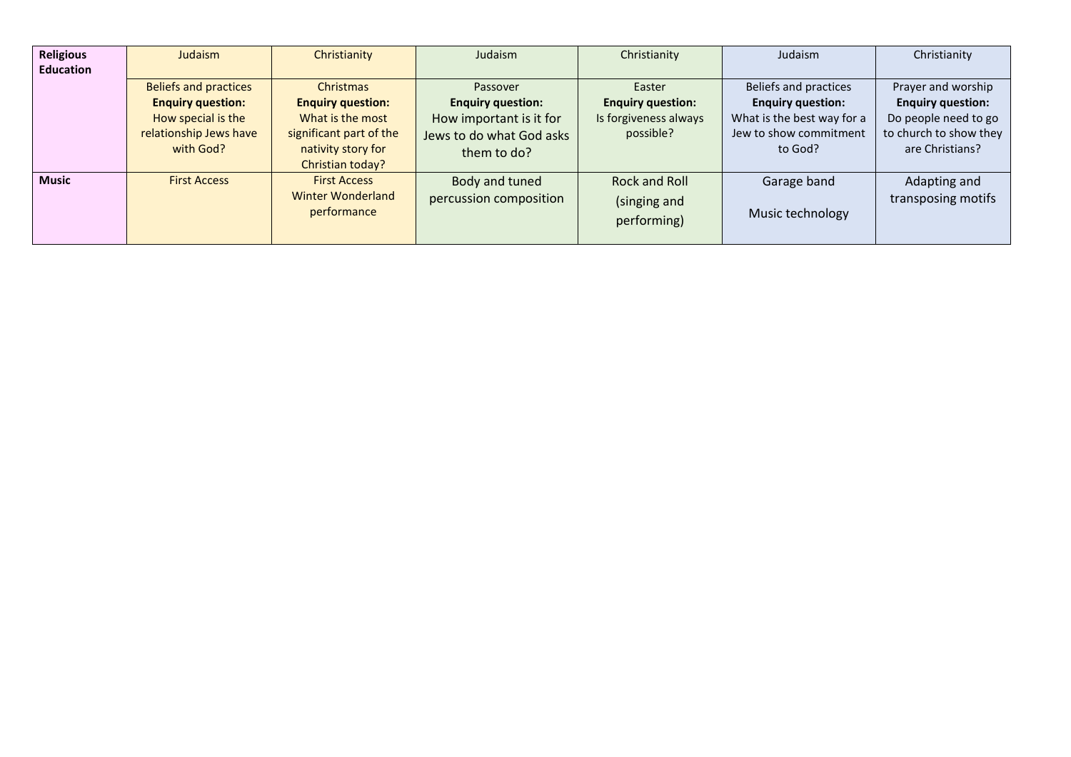| | | | | | | |
|---|---|---|---|---|---|---|
| **Religious Education** | Judaism<br><br>Beliefs and practices<br>**Enquiry question:**<br>How special is the relationship Jews have with God? | Christianity<br><br>Christmas<br>**Enquiry question:**<br>What is the most significant part of the nativity story for Christian today? | Judaism<br><br>Passover<br>**Enquiry question:**<br>How important is it for Jews to do what God asks them to do? | Christianity<br><br>Easter<br>**Enquiry question:**<br>Is forgiveness always possible? | Judaism<br><br>Beliefs and practices<br>**Enquiry question:**<br>What is the best way for a Jew to show commitment to God? | Christianity<br><br>Prayer and worship<br>**Enquiry question:**<br>Do people need to go to church to show they are Christians? |
| **Music** | First Access | First Access<br>Winter Wonderland performance | Body and tuned percussion composition | Rock and Roll<br>(singing and performing) | Garage band<br><br>Music technology | Adapting and transposing motifs |